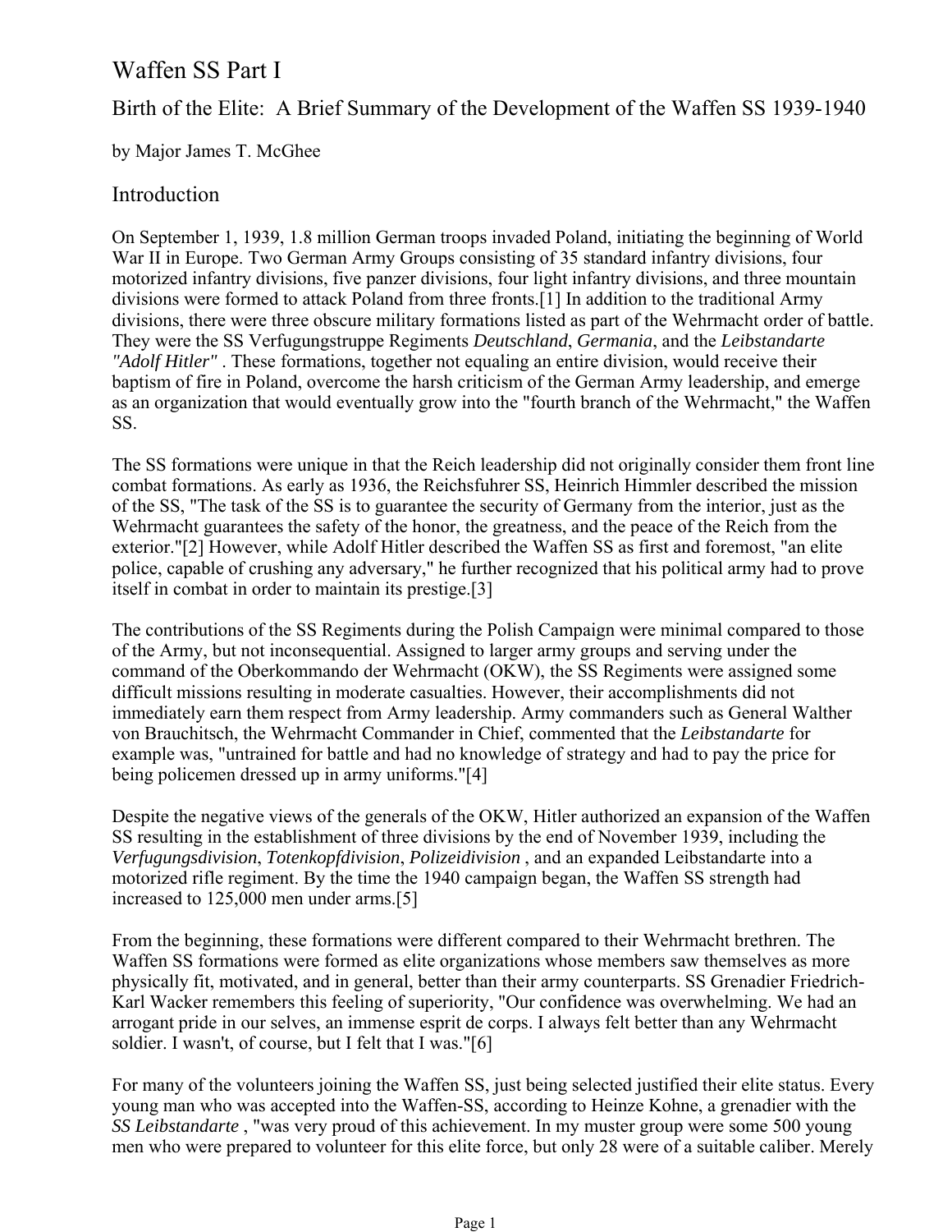# Waffen SS Part I

## Birth of the Elite: A Brief Summary of the Development of the Waffen SS 1939-1940

by Major James T. McGhee

## Introduction

On September 1, 1939, 1.8 million German troops invaded Poland, initiating the beginning of World War II in Europe. Two German Army Groups consisting of 35 standard infantry divisions, four motorized infantry divisions, five panzer divisions, four light infantry divisions, and three mountain divisions were formed to attack Poland from three fronts.[1] In addition to the traditional Army divisions, there were three obscure military formations listed as part of the Wehrmacht order of battle. They were the SS Verfugungstruppe Regiments *Deutschland*, *Germania*, and the *Leibstandarte "Adolf Hitler"* . These formations, together not equaling an entire division, would receive their baptism of fire in Poland, overcome the harsh criticism of the German Army leadership, and emerge as an organization that would eventually grow into the "fourth branch of the Wehrmacht," the Waffen SS.

The SS formations were unique in that the Reich leadership did not originally consider them front line combat formations. As early as 1936, the Reichsfuhrer SS, Heinrich Himmler described the mission of the SS, "The task of the SS is to guarantee the security of Germany from the interior, just as the Wehrmacht guarantees the safety of the honor, the greatness, and the peace of the Reich from the exterior."[2] However, while Adolf Hitler described the Waffen SS as first and foremost, "an elite police, capable of crushing any adversary," he further recognized that his political army had to prove itself in combat in order to maintain its prestige.[3]

The contributions of the SS Regiments during the Polish Campaign were minimal compared to those of the Army, but not inconsequential. Assigned to larger army groups and serving under the command of the Oberkommando der Wehrmacht (OKW), the SS Regiments were assigned some difficult missions resulting in moderate casualties. However, their accomplishments did not immediately earn them respect from Army leadership. Army commanders such as General Walther von Brauchitsch, the Wehrmacht Commander in Chief, commented that the *Leibstandarte* for example was, "untrained for battle and had no knowledge of strategy and had to pay the price for being policemen dressed up in army uniforms."[4]

Despite the negative views of the generals of the OKW, Hitler authorized an expansion of the Waffen SS resulting in the establishment of three divisions by the end of November 1939, including the *Verfugungsdivision*, *Totenkopfdivision*, *Polizeidivision* , and an expanded Leibstandarte into a motorized rifle regiment. By the time the 1940 campaign began, the Waffen SS strength had increased to 125,000 men under arms.[5]

From the beginning, these formations were different compared to their Wehrmacht brethren. The Waffen SS formations were formed as elite organizations whose members saw themselves as more physically fit, motivated, and in general, better than their army counterparts. SS Grenadier Friedrich-Karl Wacker remembers this feeling of superiority, "Our confidence was overwhelming. We had an arrogant pride in our selves, an immense esprit de corps. I always felt better than any Wehrmacht soldier. I wasn't, of course, but I felt that I was."[6]

For many of the volunteers joining the Waffen SS, just being selected justified their elite status. Every young man who was accepted into the Waffen-SS, according to Heinze Kohne, a grenadier with the *SS Leibstandarte* , "was very proud of this achievement. In my muster group were some 500 young men who were prepared to volunteer for this elite force, but only 28 were of a suitable caliber. Merely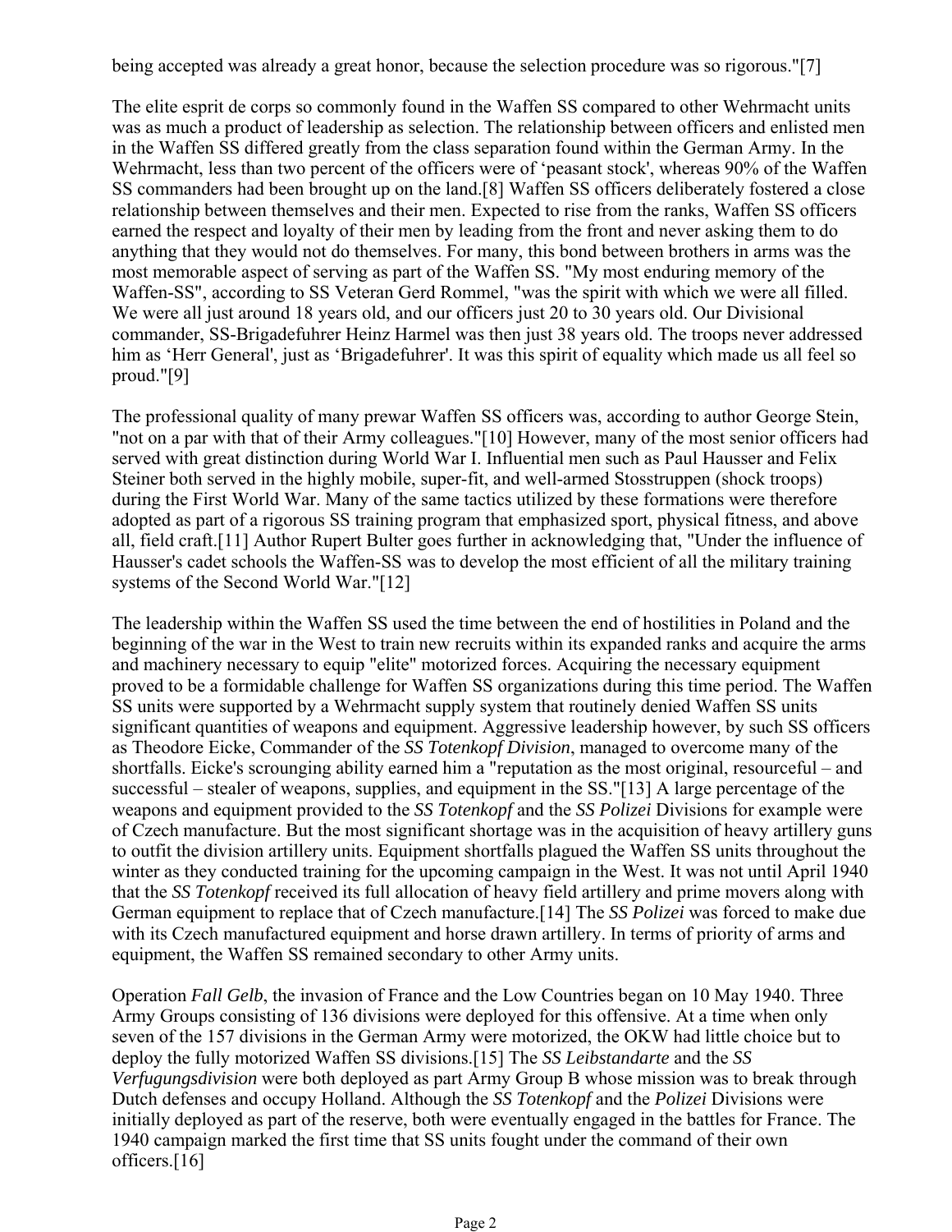being accepted was already a great honor, because the selection procedure was so rigorous."[7]

The elite esprit de corps so commonly found in the Waffen SS compared to other Wehrmacht units was as much a product of leadership as selection. The relationship between officers and enlisted men in the Waffen SS differed greatly from the class separation found within the German Army. In the Wehrmacht, less than two percent of the officers were of 'peasant stock', whereas 90% of the Waffen SS commanders had been brought up on the land.[8] Waffen SS officers deliberately fostered a close relationship between themselves and their men. Expected to rise from the ranks, Waffen SS officers earned the respect and loyalty of their men by leading from the front and never asking them to do anything that they would not do themselves. For many, this bond between brothers in arms was the most memorable aspect of serving as part of the Waffen SS. "My most enduring memory of the Waffen-SS", according to SS Veteran Gerd Rommel, "was the spirit with which we were all filled. We were all just around 18 years old, and our officers just 20 to 30 years old. Our Divisional commander, SS-Brigadefuhrer Heinz Harmel was then just 38 years old. The troops never addressed him as 'Herr General', just as 'Brigadefuhrer'. It was this spirit of equality which made us all feel so proud."[9]

The professional quality of many prewar Waffen SS officers was, according to author George Stein, "not on a par with that of their Army colleagues."[10] However, many of the most senior officers had served with great distinction during World War I. Influential men such as Paul Hausser and Felix Steiner both served in the highly mobile, super-fit, and well-armed Stosstruppen (shock troops) during the First World War. Many of the same tactics utilized by these formations were therefore adopted as part of a rigorous SS training program that emphasized sport, physical fitness, and above all, field craft.[11] Author Rupert Bulter goes further in acknowledging that, "Under the influence of Hausser's cadet schools the Waffen-SS was to develop the most efficient of all the military training systems of the Second World War."[12]

The leadership within the Waffen SS used the time between the end of hostilities in Poland and the beginning of the war in the West to train new recruits within its expanded ranks and acquire the arms and machinery necessary to equip "elite" motorized forces. Acquiring the necessary equipment proved to be a formidable challenge for Waffen SS organizations during this time period. The Waffen SS units were supported by a Wehrmacht supply system that routinely denied Waffen SS units significant quantities of weapons and equipment. Aggressive leadership however, by such SS officers as Theodore Eicke, Commander of the *SS Totenkopf Division*, managed to overcome many of the shortfalls. Eicke's scrounging ability earned him a "reputation as the most original, resourceful – and successful – stealer of weapons, supplies, and equipment in the SS."[13] A large percentage of the weapons and equipment provided to the *SS Totenkopf* and the *SS Polizei* Divisions for example were of Czech manufacture. But the most significant shortage was in the acquisition of heavy artillery guns to outfit the division artillery units. Equipment shortfalls plagued the Waffen SS units throughout the winter as they conducted training for the upcoming campaign in the West. It was not until April 1940 that the *SS Totenkopf* received its full allocation of heavy field artillery and prime movers along with German equipment to replace that of Czech manufacture.[14] The *SS Polizei* was forced to make due with its Czech manufactured equipment and horse drawn artillery. In terms of priority of arms and equipment, the Waffen SS remained secondary to other Army units.

Operation *Fall Gelb*, the invasion of France and the Low Countries began on 10 May 1940. Three Army Groups consisting of 136 divisions were deployed for this offensive. At a time when only seven of the 157 divisions in the German Army were motorized, the OKW had little choice but to deploy the fully motorized Waffen SS divisions.[15] The *SS Leibstandarte* and the *SS Verfugungsdivision* were both deployed as part Army Group B whose mission was to break through Dutch defenses and occupy Holland. Although the *SS Totenkopf* and the *Polizei* Divisions were initially deployed as part of the reserve, both were eventually engaged in the battles for France. The 1940 campaign marked the first time that SS units fought under the command of their own officers.[16]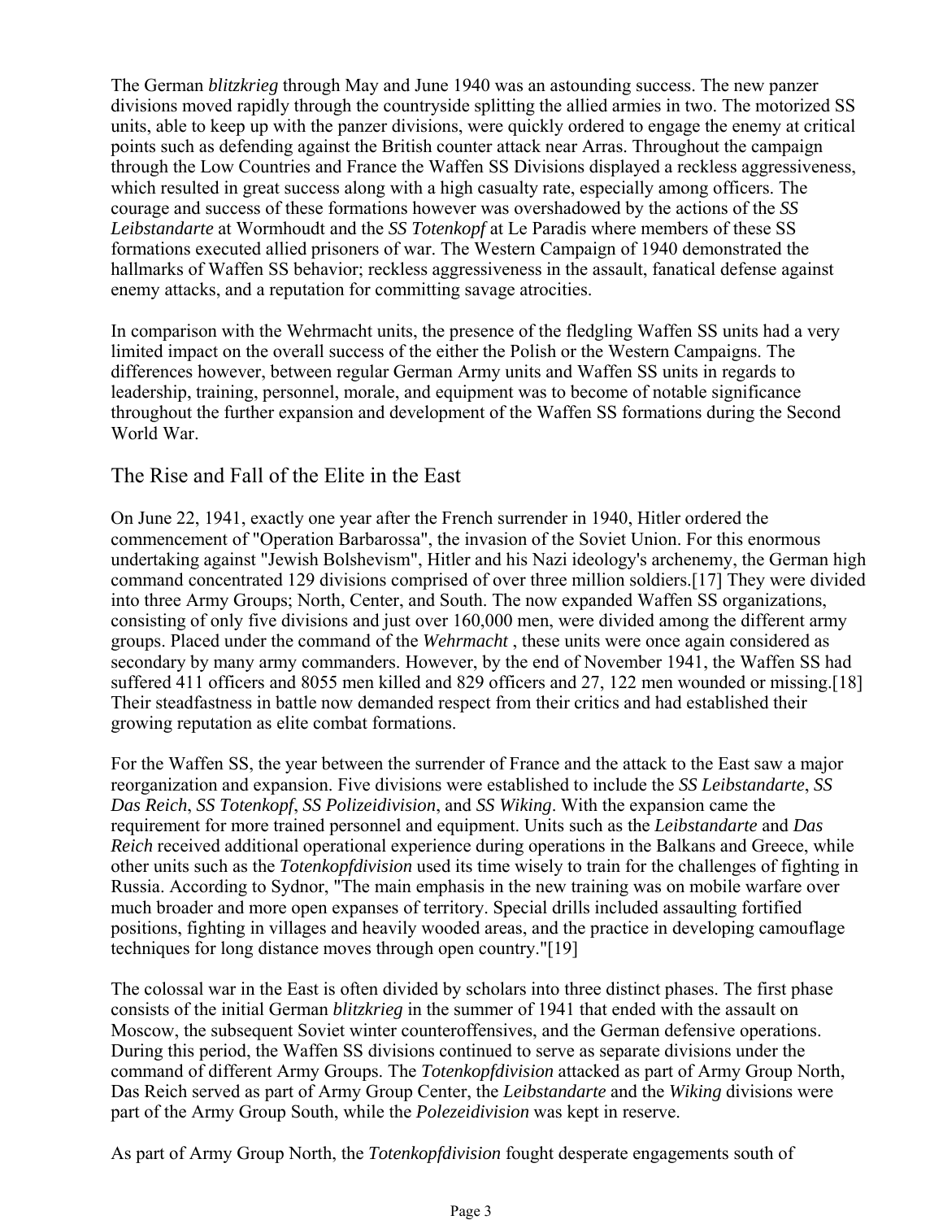The German *blitzkrieg* through May and June 1940 was an astounding success. The new panzer divisions moved rapidly through the countryside splitting the allied armies in two. The motorized SS units, able to keep up with the panzer divisions, were quickly ordered to engage the enemy at critical points such as defending against the British counter attack near Arras. Throughout the campaign through the Low Countries and France the Waffen SS Divisions displayed a reckless aggressiveness, which resulted in great success along with a high casualty rate, especially among officers. The courage and success of these formations however was overshadowed by the actions of the *SS Leibstandarte* at Wormhoudt and the *SS Totenkopf* at Le Paradis where members of these SS formations executed allied prisoners of war. The Western Campaign of 1940 demonstrated the hallmarks of Waffen SS behavior; reckless aggressiveness in the assault, fanatical defense against enemy attacks, and a reputation for committing savage atrocities.

In comparison with the Wehrmacht units, the presence of the fledgling Waffen SS units had a very limited impact on the overall success of the either the Polish or the Western Campaigns. The differences however, between regular German Army units and Waffen SS units in regards to leadership, training, personnel, morale, and equipment was to become of notable significance throughout the further expansion and development of the Waffen SS formations during the Second World War.

## The Rise and Fall of the Elite in the East

On June 22, 1941, exactly one year after the French surrender in 1940, Hitler ordered the commencement of "Operation Barbarossa", the invasion of the Soviet Union. For this enormous undertaking against "Jewish Bolshevism", Hitler and his Nazi ideology's archenemy, the German high command concentrated 129 divisions comprised of over three million soldiers.[17] They were divided into three Army Groups; North, Center, and South. The now expanded Waffen SS organizations, consisting of only five divisions and just over 160,000 men, were divided among the different army groups. Placed under the command of the *Wehrmacht* , these units were once again considered as secondary by many army commanders. However, by the end of November 1941, the Waffen SS had suffered 411 officers and 8055 men killed and 829 officers and 27, 122 men wounded or missing.[18] Their steadfastness in battle now demanded respect from their critics and had established their growing reputation as elite combat formations.

For the Waffen SS, the year between the surrender of France and the attack to the East saw a major reorganization and expansion. Five divisions were established to include the *SS Leibstandarte*, *SS Das Reich*, *SS Totenkopf*, *SS Polizeidivision*, and *SS Wiking*. With the expansion came the requirement for more trained personnel and equipment. Units such as the *Leibstandarte* and *Das Reich* received additional operational experience during operations in the Balkans and Greece, while other units such as the *Totenkopfdivision* used its time wisely to train for the challenges of fighting in Russia. According to Sydnor, "The main emphasis in the new training was on mobile warfare over much broader and more open expanses of territory. Special drills included assaulting fortified positions, fighting in villages and heavily wooded areas, and the practice in developing camouflage techniques for long distance moves through open country."[19]

The colossal war in the East is often divided by scholars into three distinct phases. The first phase consists of the initial German *blitzkrieg* in the summer of 1941 that ended with the assault on Moscow, the subsequent Soviet winter counteroffensives, and the German defensive operations. During this period, the Waffen SS divisions continued to serve as separate divisions under the command of different Army Groups. The *Totenkopfdivision* attacked as part of Army Group North, Das Reich served as part of Army Group Center, the *Leibstandarte* and the *Wiking* divisions were part of the Army Group South, while the *Polezeidivision* was kept in reserve.

As part of Army Group North, the *Totenkopfdivision* fought desperate engagements south of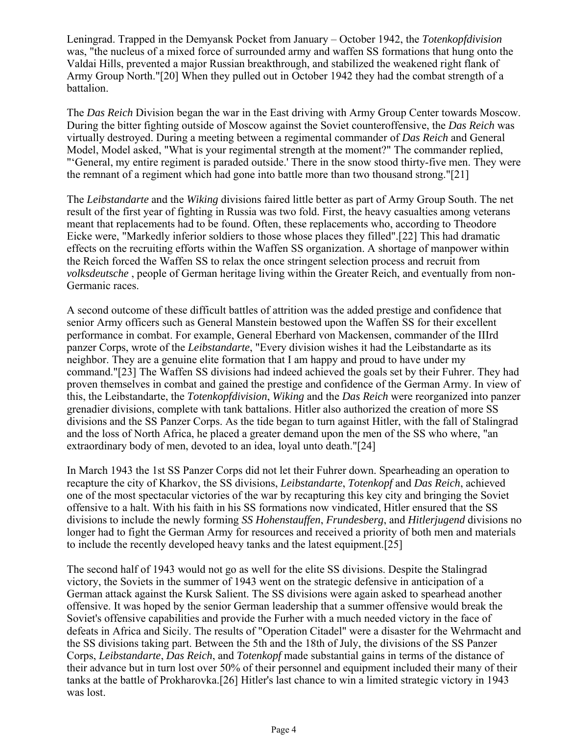Leningrad. Trapped in the Demyansk Pocket from January – October 1942, the *Totenkopfdivision* was, "the nucleus of a mixed force of surrounded army and waffen SS formations that hung onto the Valdai Hills, prevented a major Russian breakthrough, and stabilized the weakened right flank of Army Group North."[20] When they pulled out in October 1942 they had the combat strength of a battalion.

The *Das Reich* Division began the war in the East driving with Army Group Center towards Moscow. During the bitter fighting outside of Moscow against the Soviet counteroffensive, the *Das Reich* was virtually destroyed. During a meeting between a regimental commander of *Das Reich* and General Model, Model asked, "What is your regimental strength at the moment?" The commander replied, "'General, my entire regiment is paraded outside.' There in the snow stood thirty-five men. They were the remnant of a regiment which had gone into battle more than two thousand strong."[21]

The *Leibstandarte* and the *Wiking* divisions faired little better as part of Army Group South. The net result of the first year of fighting in Russia was two fold. First, the heavy casualties among veterans meant that replacements had to be found. Often, these replacements who, according to Theodore Eicke were, "Markedly inferior soldiers to those whose places they filled".[22] This had dramatic effects on the recruiting efforts within the Waffen SS organization. A shortage of manpower within the Reich forced the Waffen SS to relax the once stringent selection process and recruit from *volksdeutsche* , people of German heritage living within the Greater Reich, and eventually from non-Germanic races.

A second outcome of these difficult battles of attrition was the added prestige and confidence that senior Army officers such as General Manstein bestowed upon the Waffen SS for their excellent performance in combat. For example, General Eberhard von Mackensen, commander of the IIIrd panzer Corps, wrote of the *Leibstandarte*, "Every division wishes it had the Leibstandarte as its neighbor. They are a genuine elite formation that I am happy and proud to have under my command."[23] The Waffen SS divisions had indeed achieved the goals set by their Fuhrer. They had proven themselves in combat and gained the prestige and confidence of the German Army. In view of this, the Leibstandarte, the *Totenkopfdivision*, *Wiking* and the *Das Reich* were reorganized into panzer grenadier divisions, complete with tank battalions. Hitler also authorized the creation of more SS divisions and the SS Panzer Corps. As the tide began to turn against Hitler, with the fall of Stalingrad and the loss of North Africa, he placed a greater demand upon the men of the SS who where, "an extraordinary body of men, devoted to an idea, loyal unto death."[24]

In March 1943 the 1st SS Panzer Corps did not let their Fuhrer down. Spearheading an operation to recapture the city of Kharkov, the SS divisions, *Leibstandarte*, *Totenkopf* and *Das Reich*, achieved one of the most spectacular victories of the war by recapturing this key city and bringing the Soviet offensive to a halt. With his faith in his SS formations now vindicated, Hitler ensured that the SS divisions to include the newly forming *SS Hohenstauffen*, *Frundesberg*, and *Hitlerjugend* divisions no longer had to fight the German Army for resources and received a priority of both men and materials to include the recently developed heavy tanks and the latest equipment.[25]

The second half of 1943 would not go as well for the elite SS divisions. Despite the Stalingrad victory, the Soviets in the summer of 1943 went on the strategic defensive in anticipation of a German attack against the Kursk Salient. The SS divisions were again asked to spearhead another offensive. It was hoped by the senior German leadership that a summer offensive would break the Soviet's offensive capabilities and provide the Furher with a much needed victory in the face of defeats in Africa and Sicily. The results of "Operation Citadel" were a disaster for the Wehrmacht and the SS divisions taking part. Between the 5th and the 18th of July, the divisions of the SS Panzer Corps, *Leibstandarte*, *Das Reich*, and *Totenkopf* made substantial gains in terms of the distance of their advance but in turn lost over 50% of their personnel and equipment included their many of their tanks at the battle of Prokharovka.[26] Hitler's last chance to win a limited strategic victory in 1943 was lost.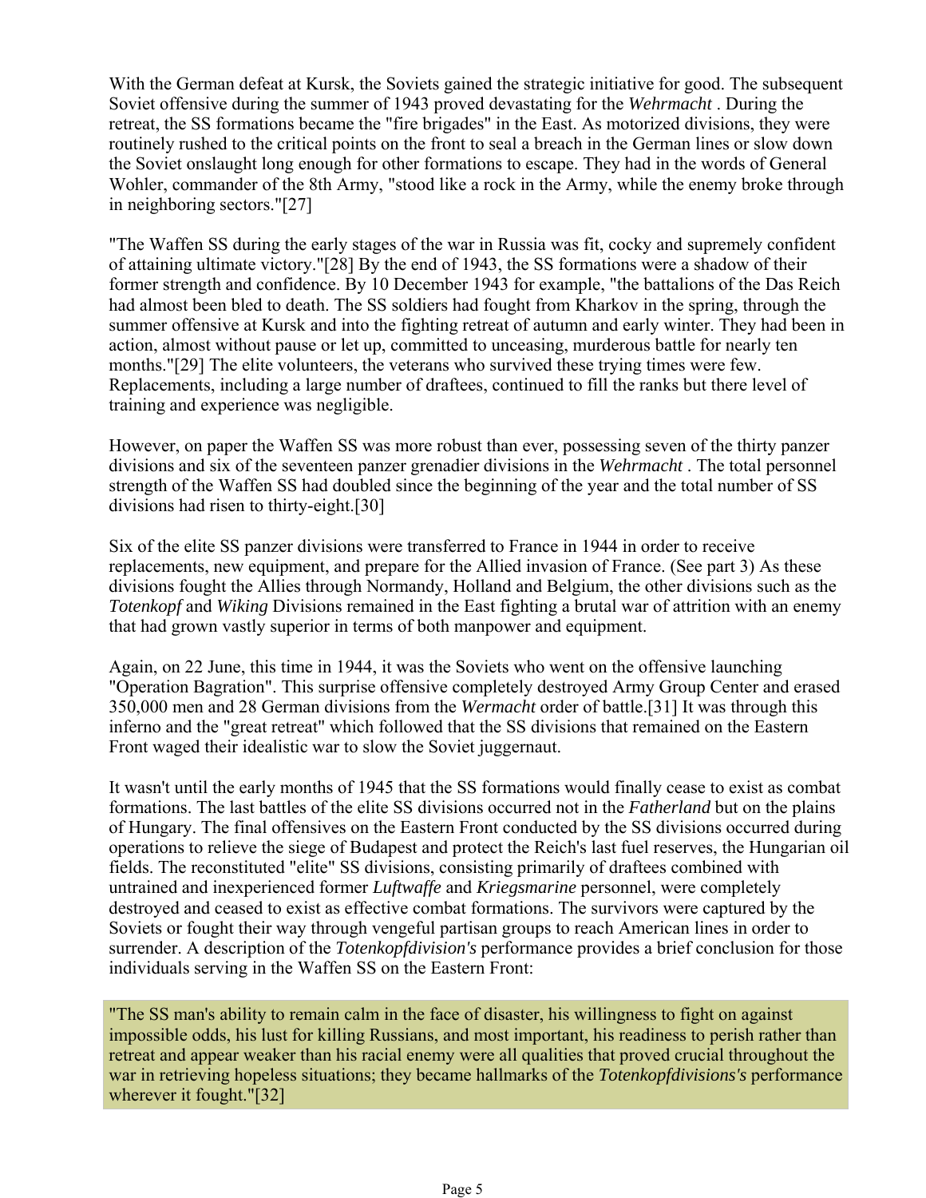With the German defeat at Kursk, the Soviets gained the strategic initiative for good. The subsequent Soviet offensive during the summer of 1943 proved devastating for the *Wehrmacht* . During the retreat, the SS formations became the "fire brigades" in the East. As motorized divisions, they were routinely rushed to the critical points on the front to seal a breach in the German lines or slow down the Soviet onslaught long enough for other formations to escape. They had in the words of General Wohler, commander of the 8th Army, "stood like a rock in the Army, while the enemy broke through in neighboring sectors."[27]

"The Waffen SS during the early stages of the war in Russia was fit, cocky and supremely confident of attaining ultimate victory."[28] By the end of 1943, the SS formations were a shadow of their former strength and confidence. By 10 December 1943 for example, "the battalions of the Das Reich had almost been bled to death. The SS soldiers had fought from Kharkov in the spring, through the summer offensive at Kursk and into the fighting retreat of autumn and early winter. They had been in action, almost without pause or let up, committed to unceasing, murderous battle for nearly ten months."[29] The elite volunteers, the veterans who survived these trying times were few. Replacements, including a large number of draftees, continued to fill the ranks but there level of training and experience was negligible.

However, on paper the Waffen SS was more robust than ever, possessing seven of the thirty panzer divisions and six of the seventeen panzer grenadier divisions in the *Wehrmacht* . The total personnel strength of the Waffen SS had doubled since the beginning of the year and the total number of SS divisions had risen to thirty-eight.[30]

Six of the elite SS panzer divisions were transferred to France in 1944 in order to receive replacements, new equipment, and prepare for the Allied invasion of France. (See part 3) As these divisions fought the Allies through Normandy, Holland and Belgium, the other divisions such as the *Totenkopf* and *Wiking* Divisions remained in the East fighting a brutal war of attrition with an enemy that had grown vastly superior in terms of both manpower and equipment.

Again, on 22 June, this time in 1944, it was the Soviets who went on the offensive launching "Operation Bagration". This surprise offensive completely destroyed Army Group Center and erased 350,000 men and 28 German divisions from the *Wermacht* order of battle.[31] It was through this inferno and the "great retreat" which followed that the SS divisions that remained on the Eastern Front waged their idealistic war to slow the Soviet juggernaut.

It wasn't until the early months of 1945 that the SS formations would finally cease to exist as combat formations. The last battles of the elite SS divisions occurred not in the *Fatherland* but on the plains of Hungary. The final offensives on the Eastern Front conducted by the SS divisions occurred during operations to relieve the siege of Budapest and protect the Reich's last fuel reserves, the Hungarian oil fields. The reconstituted "elite" SS divisions, consisting primarily of draftees combined with untrained and inexperienced former *Luftwaffe* and *Kriegsmarine* personnel, were completely destroyed and ceased to exist as effective combat formations. The survivors were captured by the Soviets or fought their way through vengeful partisan groups to reach American lines in order to surrender. A description of the *Totenkopfdivision's* performance provides a brief conclusion for those individuals serving in the Waffen SS on the Eastern Front:

> "The SS man's ability to remain calm in the face of disaster, his willingness to fight on against impossible odds, his lust for killing Russians, and most important, his readiness to perish rather than retreat and appear weaker than his racial enemy were all qualities that proved crucial throughout the war in retrieving hopeless situations; they became hallmarks of the *Totenkopfdivisions's* performance wherever it fought."[32]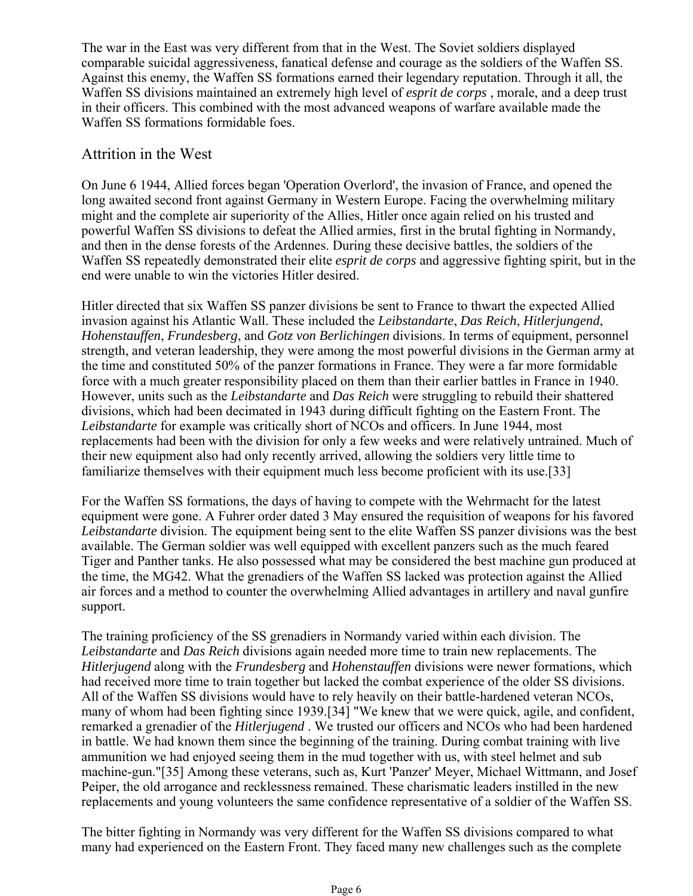The war in the East was very different from that in the West. The Soviet soldiers displayed comparable suicidal aggressiveness, fanatical defense and courage as the soldiers of the Waffen SS. Against this enemy, the Waffen SS formations earned their legendary reputation. Through it all, the Waffen SS divisions maintained an extremely high level of *esprit de corps* , morale, and a deep trust in their officers. This combined with the most advanced weapons of warfare available made the Waffen SS formations formidable foes.

## Attrition in the West

On June 6 1944, Allied forces began 'Operation Overlord', the invasion of France, and opened the long awaited second front against Germany in Western Europe. Facing the overwhelming military might and the complete air superiority of the Allies, Hitler once again relied on his trusted and powerful Waffen SS divisions to defeat the Allied armies, first in the brutal fighting in Normandy, and then in the dense forests of the Ardennes. During these decisive battles, the soldiers of the Waffen SS repeatedly demonstrated their elite *esprit de corps* and aggressive fighting spirit, but in the end were unable to win the victories Hitler desired.

Hitler directed that six Waffen SS panzer divisions be sent to France to thwart the expected Allied invasion against his Atlantic Wall. These included the *Leibstandarte*, *Das Reich*, *Hitlerjugend*, *Hohenstauffen*, *Frundesberg*, and *Gotz von Berlichingen* divisions. In terms of equipment, personnel strength, and veteran leadership, they were among the most powerful divisions in the German army at the time and constituted 50% of the panzer formations in France. They were a far more formidable force with a much greater responsibility placed on them than their earlier battles in France in 1940. However, units such as the *Leibstandarte* and *Das Reich* were struggling to rebuild their shattered divisions, which had been decimated in 1943 during difficult fighting on the Eastern Front. The *Leibstandarte* for example was critically short of NCOs and officers. In June 1944, most replacements had been with the division for only a few weeks and were relatively untrained. Much of their new equipment also had only recently arrived, allowing the soldiers very little time to familiarize themselves with their equipment much less become proficient with its use.[33]

For the Waffen SS formations, the days of having to compete with the Wehrmacht for the latest equipment were gone. A Fuhrer order dated 3 May ensured the requisition of weapons for his favored *Leibstandarte* division. The equipment being sent to the elite Waffen SS panzer divisions was the best available. The German soldier was well equipped with excellent panzers such as the much feared Tiger and Panther tanks. He also possessed what may be considered the best machine gun produced at the time, the MG42. What the grenadiers of the Waffen SS lacked was protection against the Allied air forces and a method to counter the overwhelming Allied advantages in artillery and naval gunfire support.

The training proficiency of the SS grenadiers in Normandy varied within each division. The *Leibstandarte* and *Das Reich* divisions again needed more time to train new replacements. The *Hitlerjugend* along with the *Frundesberg* and *Hohenstauffen* divisions were newer formations, which had received more time to train together but lacked the combat experience of the older SS divisions. All of the Waffen SS divisions would have to rely heavily on their battle-hardened veteran NCOs, many of whom had been fighting since 1939.[34] "We knew that we were quick, agile, and confident, remarked a grenadier of the *Hitlerjugend* . We trusted our officers and NCOs who had been hardened in battle. We had known them since the beginning of the training. During combat training with live ammunition we had enjoyed seeing them in the mud together with us, with steel helmet and sub machine-gun."[35] Among these veterans, such as, Kurt 'Panzer' Meyer, Michael Wittmann, and Josef Peiper, the old arrogance and recklessness remained. These charismatic leaders instilled in the new replacements and young volunteers the same confidence representative of a soldier of the Waffen SS.

The bitter fighting in Normandy was very different for the Waffen SS divisions compared to what many had experienced on the Eastern Front. They faced many new challenges such as the complete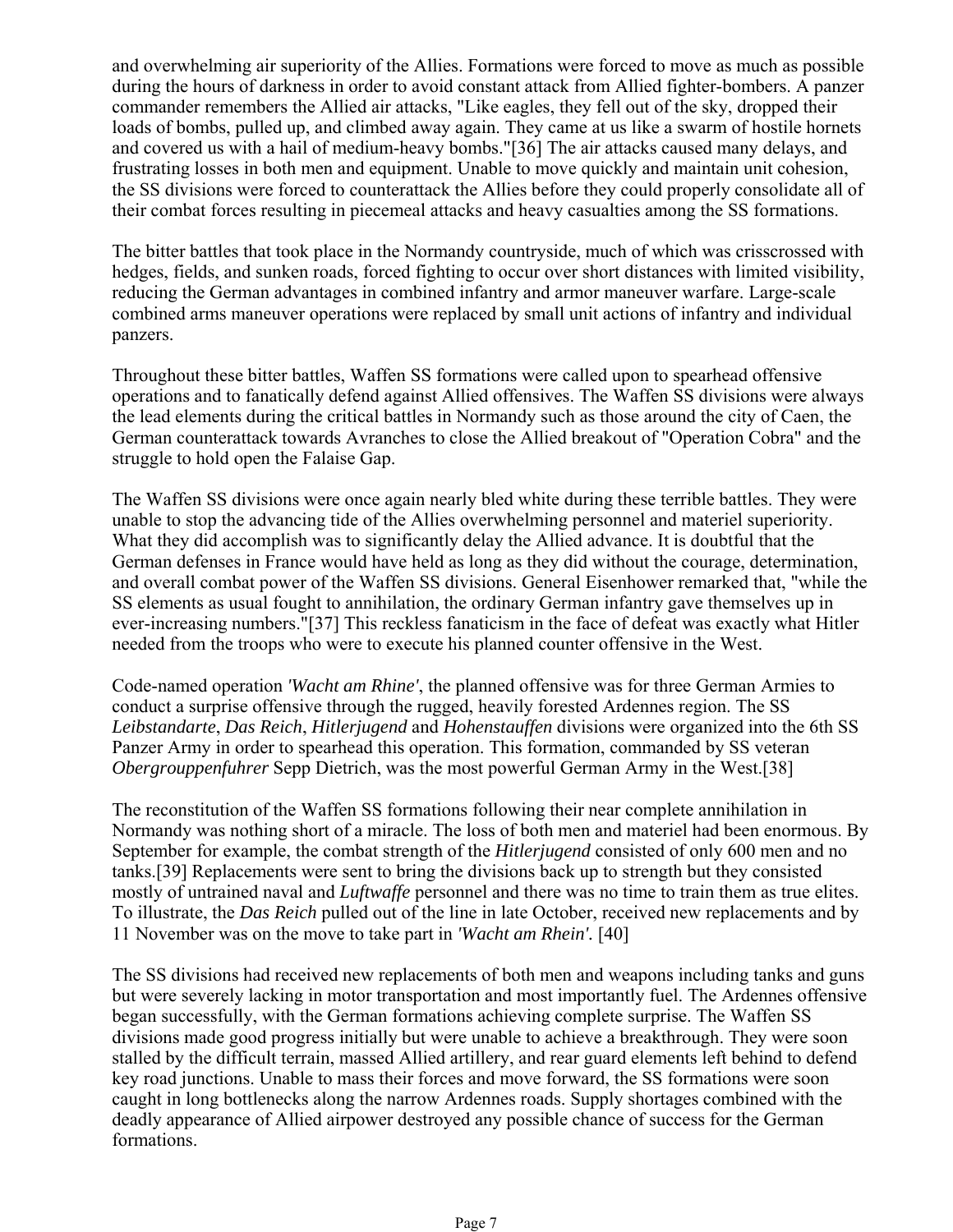and overwhelming air superiority of the Allies. Formations were forced to move as much as possible during the hours of darkness in order to avoid constant attack from Allied fighter-bombers. A panzer commander remembers the Allied air attacks, "Like eagles, they fell out of the sky, dropped their loads of bombs, pulled up, and climbed away again. They came at us like a swarm of hostile hornets and covered us with a hail of medium-heavy bombs."[36] The air attacks caused many delays, and frustrating losses in both men and equipment. Unable to move quickly and maintain unit cohesion, the SS divisions were forced to counterattack the Allies before they could properly consolidate all of their combat forces resulting in piecemeal attacks and heavy casualties among the SS formations.

The bitter battles that took place in the Normandy countryside, much of which was crisscrossed with hedges, fields, and sunken roads, forced fighting to occur over short distances with limited visibility, reducing the German advantages in combined infantry and armor maneuver warfare. Large-scale combined arms maneuver operations were replaced by small unit actions of infantry and individual panzers.

Throughout these bitter battles, Waffen SS formations were called upon to spearhead offensive operations and to fanatically defend against Allied offensives. The Waffen SS divisions were always the lead elements during the critical battles in Normandy such as those around the city of Caen, the German counterattack towards Avranches to close the Allied breakout of "Operation Cobra" and the struggle to hold open the Falaise Gap.

The Waffen SS divisions were once again nearly bled white during these terrible battles. They were unable to stop the advancing tide of the Allies overwhelming personnel and materiel superiority. What they did accomplish was to significantly delay the Allied advance. It is doubtful that the German defenses in France would have held as long as they did without the courage, determination, and overall combat power of the Waffen SS divisions. General Eisenhower remarked that, "while the SS elements as usual fought to annihilation, the ordinary German infantry gave themselves up in ever-increasing numbers."[37] This reckless fanaticism in the face of defeat was exactly what Hitler needed from the troops who were to execute his planned counter offensive in the West.

Code-named operation *'Wacht am Rhine'*, the planned offensive was for three German Armies to conduct a surprise offensive through the rugged, heavily forested Ardennes region. The SS *Leibstandarte*, *Das Reich*, *Hitlerjugend* and *Hohenstauffen* divisions were organized into the 6th SS Panzer Army in order to spearhead this operation. This formation, commanded by SS veteran *Obergrouppenfuhrer* Sepp Dietrich, was the most powerful German Army in the West.[38]

The reconstitution of the Waffen SS formations following their near complete annihilation in Normandy was nothing short of a miracle. The loss of both men and materiel had been enormous. By September for example, the combat strength of the *Hitlerjugend* consisted of only 600 men and no tanks.[39] Replacements were sent to bring the divisions back up to strength but they consisted mostly of untrained naval and *Luftwaffe* personnel and there was no time to train them as true elites. To illustrate, the *Das Reich* pulled out of the line in late October, received new replacements and by 11 November was on the move to take part in *'Wacht am Rhein'.* [40]

The SS divisions had received new replacements of both men and weapons including tanks and guns but were severely lacking in motor transportation and most importantly fuel. The Ardennes offensive began successfully, with the German formations achieving complete surprise. The Waffen SS divisions made good progress initially but were unable to achieve a breakthrough. They were soon stalled by the difficult terrain, massed Allied artillery, and rear guard elements left behind to defend key road junctions. Unable to mass their forces and move forward, the SS formations were soon caught in long bottlenecks along the narrow Ardennes roads. Supply shortages combined with the deadly appearance of Allied airpower destroyed any possible chance of success for the German formations.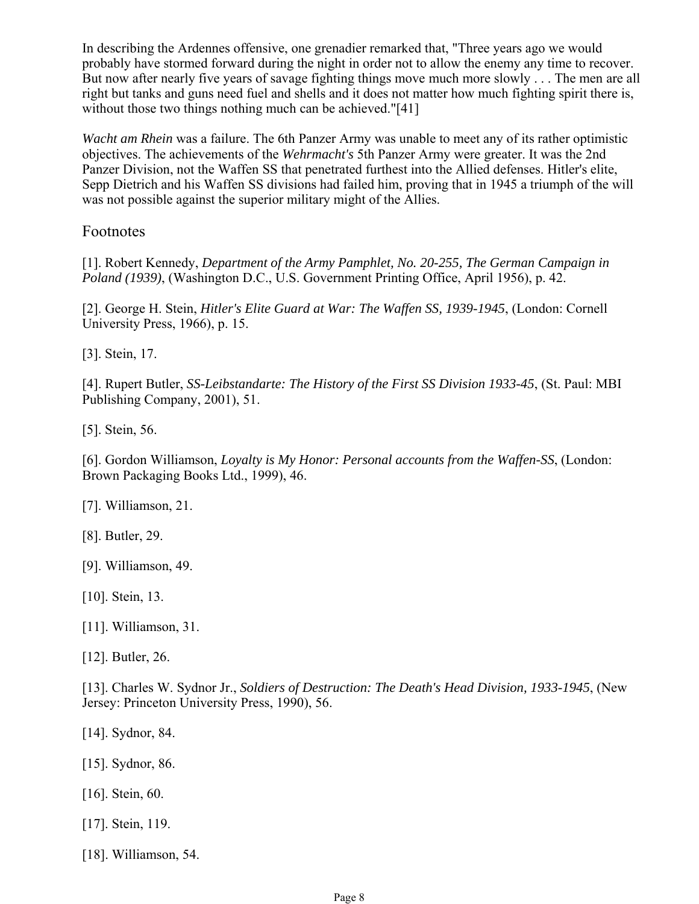In describing the Ardennes offensive, one grenadier remarked that, "Three years ago we would probably have stormed forward during the night in order not to allow the enemy any time to recover. But now after nearly five years of savage fighting things move much more slowly . . . The men are all right but tanks and guns need fuel and shells and it does not matter how much fighting spirit there is, without those two things nothing much can be achieved."[41]

*Wacht am Rhein* was a failure. The 6th Panzer Army was unable to meet any of its rather optimistic objectives. The achievements of the *Wehrmacht's* 5th Panzer Army were greater. It was the 2nd Panzer Division, not the Waffen SS that penetrated furthest into the Allied defenses. Hitler's elite, Sepp Dietrich and his Waffen SS divisions had failed him, proving that in 1945 a triumph of the will was not possible against the superior military might of the Allies.

## Footnotes

[1]. Robert Kennedy, *Department of the Army Pamphlet, No. 20-255, The German Campaign in Poland (1939)*, (Washington D.C., U.S. Government Printing Office, April 1956), p. 42.

[2]. George H. Stein, *Hitler's Elite Guard at War: The Waffen SS, 1939-1945*, (London: Cornell University Press, 1966), p. 15.

[3]. Stein, 17.

[4]. Rupert Butler, *SS-Leibstandarte: The History of the First SS Division 1933-45*, (St. Paul: MBI Publishing Company, 2001), 51.

[5]. Stein, 56.

[6]. Gordon Williamson, *Loyalty is My Honor: Personal accounts from the Waffen-SS*, (London: Brown Packaging Books Ltd., 1999), 46.

[7]. Williamson, 21.

[8]. Butler, 29.

[9]. Williamson, 49.

[10]. Stein, 13.

[11]. Williamson, 31.

[12]. Butler, 26.

[13]. Charles W. Sydnor Jr., *Soldiers of Destruction: The Death's Head Division, 1933-1945*, (New Jersey: Princeton University Press, 1990), 56.

[14]. Sydnor, 84.

[15]. Sydnor, 86.

[16]. Stein, 60.

[17]. Stein, 119.

[18]. Williamson, 54.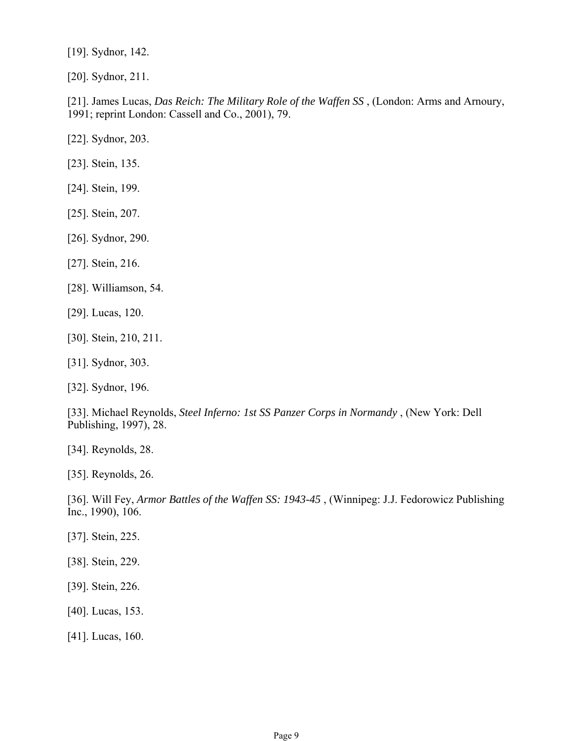[19]. Sydnor, 142.

[20]. Sydnor, 211.

[21]. James Lucas, *Das Reich: The Military Role of the Waffen SS* , (London: Arms and Arnoury, 1991; reprint London: Cassell and Co., 2001), 79.

[22]. Sydnor, 203.

[23]. Stein, 135.

[24]. Stein, 199.

[25]. Stein, 207.

[26]. Sydnor, 290.

[27]. Stein, 216.

[28]. Williamson, 54.

[29]. Lucas, 120.

[30]. Stein, 210, 211.

[31]. Sydnor, 303.

[32]. Sydnor, 196.

[33]. Michael Reynolds, *Steel Inferno: 1st SS Panzer Corps in Normandy* , (New York: Dell Publishing, 1997), 28.

[34]. Reynolds, 28.

[35]. Reynolds, 26.

[36]. Will Fey, *Armor Battles of the Waffen SS: 1943-45* , (Winnipeg: J.J. Fedorowicz Publishing Inc., 1990), 106.

[37]. Stein, 225.

[38]. Stein, 229.

[39]. Stein, 226.

[40]. Lucas, 153.

[41]. Lucas, 160.